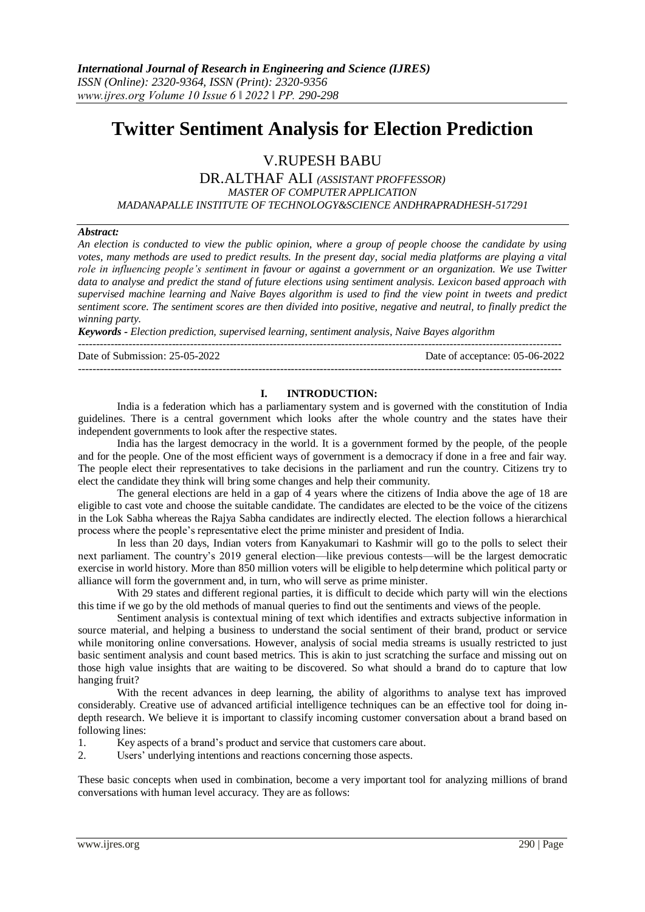# Twitter Sentiment Analysis for Election Prediction

V.RUPESH BABU

DR.ALTHAF ALI *(ASSISTANT PROFFESSOR)*

*MASTER OF COMPUTER APPLICATION*

*MADANAPALLE INSTITUTE OF TECHNOLOGY&SCIENCE ANDHRAPRADHESH-517291*

***Abstract:***

*An election is conducted to view the public opinion, where a group of people choose the candidate by using votes, many methods are used to predict results. In the present day, social media platforms are playing a vital role in influencing people's sentiment in favour or against a government or an organization. We use Twitter data to analyse and predict the stand of future elections using sentiment analysis. Lexicon based approach with supervised machine learning and Naive Bayes algorithm is used to find the view point in tweets and predict sentiment score. The sentiment scores are then divided into positive, negative and neutral, to finally predict the winning party.*

***Keywords -*** *Election prediction, supervised learning, sentiment analysis, Naive Bayes algorithm*

---

Date of Submission: 25-05-2022 Date of acceptance: 05-06-2022

---

## I. INTRODUCTION:

India is a federation which has a parliamentary system and is governed with the constitution of India guidelines. There is a central government which looks after the whole country and the states have their independent governments to look after the respective states.

India has the largest democracy in the world. It is a government formed by the people, of the people and for the people. One of the most efficient ways of government is a democracy if done in a free and fair way. The people elect their representatives to take decisions in the parliament and run the country. Citizens try to elect the candidate they think will bring some changes and help their community.

The general elections are held in a gap of 4 years where the citizens of India above the age of 18 are eligible to cast vote and choose the suitable candidate. The candidates are elected to be the voice of the citizens in the Lok Sabha whereas the Rajya Sabha candidates are indirectly elected. The election follows a hierarchical process where the people's representative elect the prime minister and president of India.

In less than 20 days, Indian voters from Kanyakumari to Kashmir will go to the polls to select their next parliament. The country's 2019 general election—like previous contests—will be the largest democratic exercise in world history. More than 850 million voters will be eligible to help determine which political party or alliance will form the government and, in turn, who will serve as prime minister.

With 29 states and different regional parties, it is difficult to decide which party will win the elections this time if we go by the old methods of manual queries to find out the sentiments and views of the people.

Sentiment analysis is contextual mining of text which identifies and extracts subjective information in source material, and helping a business to understand the social sentiment of their brand, product or service while monitoring online conversations. However, analysis of social media streams is usually restricted to just basic sentiment analysis and count based metrics. This is akin to just scratching the surface and missing out on those high value insights that are waiting to be discovered. So what should a brand do to capture that low hanging fruit?

With the recent advances in deep learning, the ability of algorithms to analyse text has improved considerably. Creative use of advanced artificial intelligence techniques can be an effective tool for doing in-depth research. We believe it is important to classify incoming customer conversation about a brand based on following lines:

1. Key aspects of a brand's product and service that customers care about.
2. Users' underlying intentions and reactions concerning those aspects.

These basic concepts when used in combination, become a very important tool for analyzing millions of brand conversations with human level accuracy. They are as follows: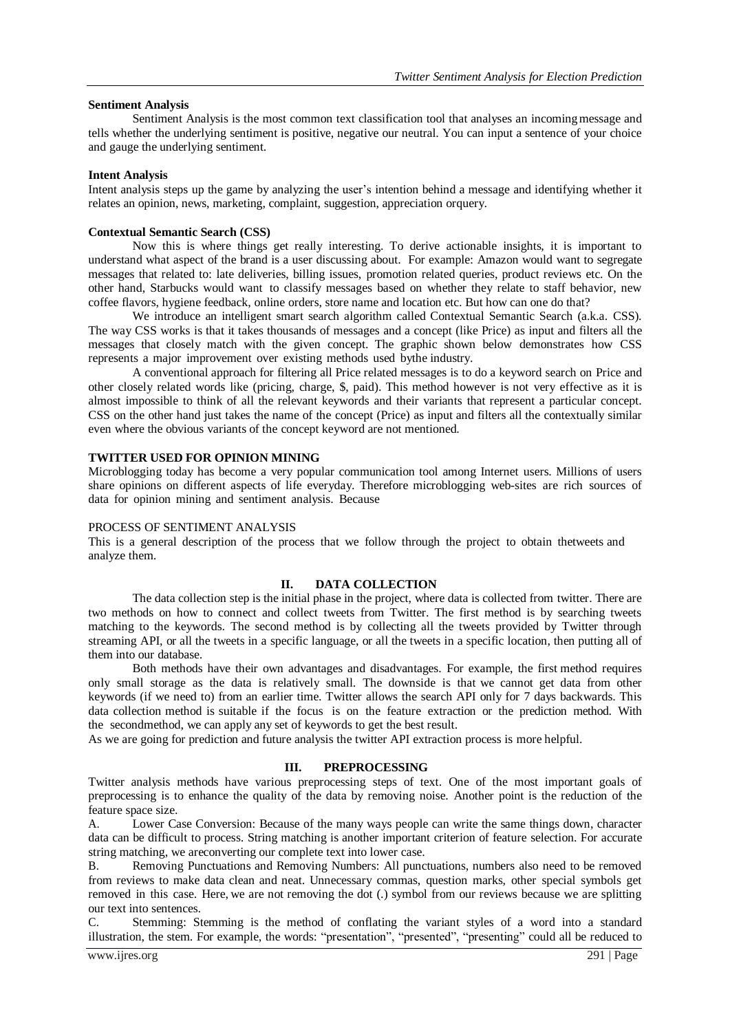**Sentiment Analysis**

Sentiment Analysis is the most common text classification tool that analyses an incoming message and tells whether the underlying sentiment is positive, negative our neutral. You can input a sentence of your choice and gauge the underlying sentiment.

**Intent Analysis**

Intent analysis steps up the game by analyzing the user's intention behind a message and identifying whether it relates an opinion, news, marketing, complaint, suggestion, appreciation orquery.

**Contextual Semantic Search (CSS)**

Now this is where things get really interesting. To derive actionable insights, it is important to understand what aspect of the brand is a user discussing about. For example: Amazon would want to segregate messages that related to: late deliveries, billing issues, promotion related queries, product reviews etc. On the other hand, Starbucks would want to classify messages based on whether they relate to staff behavior, new coffee flavors, hygiene feedback, online orders, store name and location etc. But how can one do that?

We introduce an intelligent smart search algorithm called Contextual Semantic Search (a.k.a. CSS). The way CSS works is that it takes thousands of messages and a concept (like Price) as input and filters all the messages that closely match with the given concept. The graphic shown below demonstrates how CSS represents a major improvement over existing methods used bythe industry.

A conventional approach for filtering all Price related messages is to do a keyword search on Price and other closely related words like (pricing, charge, $, paid). This method however is not very effective as it is almost impossible to think of all the relevant keywords and their variants that represent a particular concept. CSS on the other hand just takes the name of the concept (Price) as input and filters all the contextually similar even where the obvious variants of the concept keyword are not mentioned.

**TWITTER USED FOR OPINION MINING**

Microblogging today has become a very popular communication tool among Internet users. Millions of users share opinions on different aspects of life everyday. Therefore microblogging web-sites are rich sources of data for opinion mining and sentiment analysis. Because

PROCESS OF SENTIMENT ANALYSIS

This is a general description of the process that we follow through the project to obtain thetweets and analyze them.

## II. DATA COLLECTION

The data collection step is the initial phase in the project, where data is collected from twitter. There are two methods on how to connect and collect tweets from Twitter. The first method is by searching tweets matching to the keywords. The second method is by collecting all the tweets provided by Twitter through streaming API, or all the tweets in a specific language, or all the tweets in a specific location, then putting all of them into our database.

Both methods have their own advantages and disadvantages. For example, the first method requires only small storage as the data is relatively small. The downside is that we cannot get data from other keywords (if we need to) from an earlier time. Twitter allows the search API only for 7 days backwards. This data collection method is suitable if the focus is on the feature extraction or the prediction method. With the secondmethod, we can apply any set of keywords to get the best result.

As we are going for prediction and future analysis the twitter API extraction process is more helpful.

## III. PREPROCESSING

Twitter analysis methods have various preprocessing steps of text. One of the most important goals of preprocessing is to enhance the quality of the data by removing noise. Another point is the reduction of the feature space size.

A. Lower Case Conversion: Because of the many ways people can write the same things down, character data can be difficult to process. String matching is another important criterion of feature selection. For accurate string matching, we areconverting our complete text into lower case.

B. Removing Punctuations and Removing Numbers: All punctuations, numbers also need to be removed from reviews to make data clean and neat. Unnecessary commas, question marks, other special symbols get removed in this case. Here, we are not removing the dot (.) symbol from our reviews because we are splitting our text into sentences.

C. Stemming: Stemming is the method of conflating the variant styles of a word into a standard illustration, the stem. For example, the words: "presentation", "presented", "presenting" could all be reduced to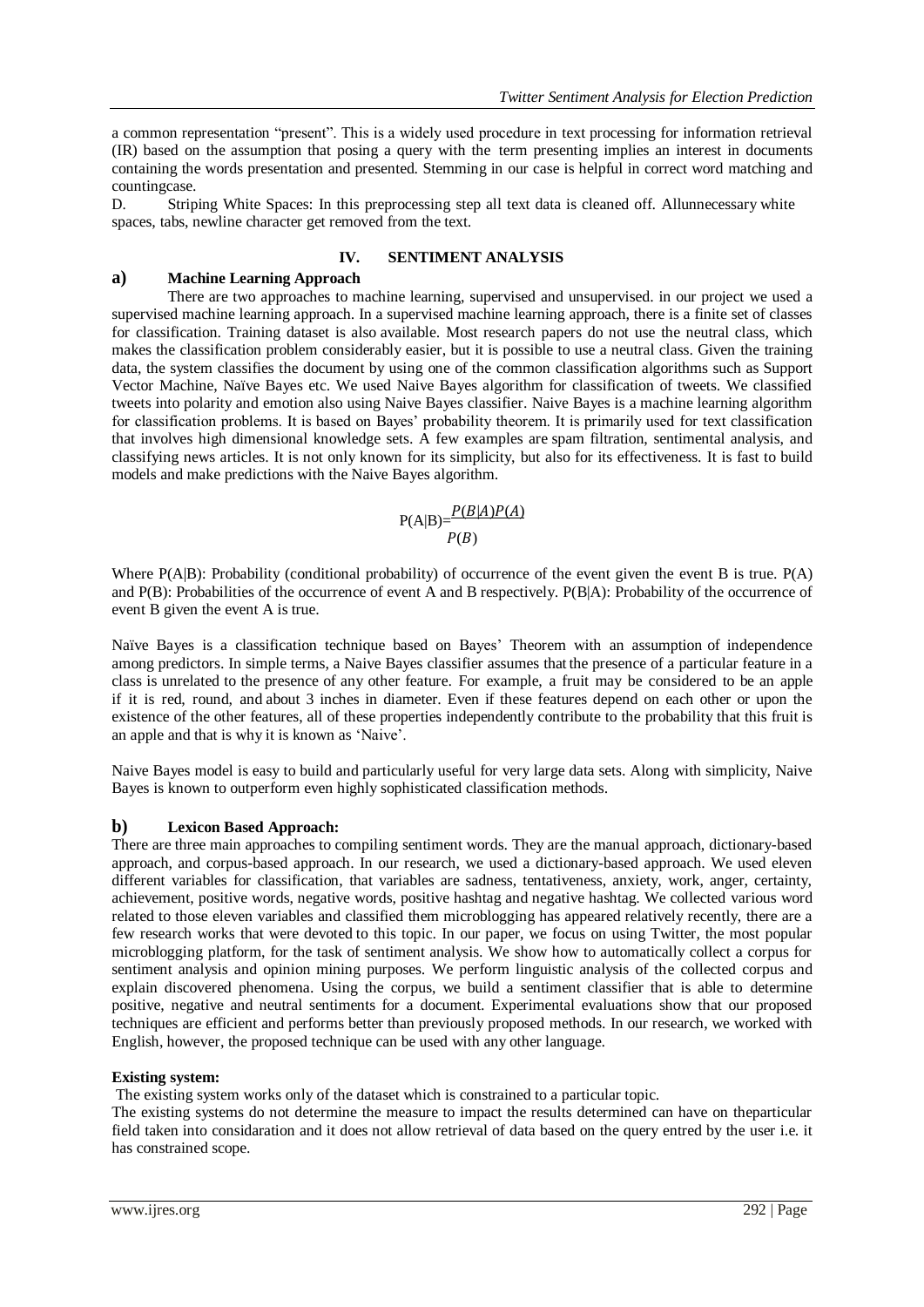a common representation "present". This is a widely used procedure in text processing for information retrieval (IR) based on the assumption that posing a query with the term presenting implies an interest in documents containing the words presentation and presented. Stemming in our case is helpful in correct word matching and countingcase.

D. Striping White Spaces: In this preprocessing step all text data is cleaned off. Allunnecessary white spaces, tabs, newline character get removed from the text.

## IV. SENTIMENT ANALYSIS

### a) Machine Learning Approach

There are two approaches to machine learning, supervised and unsupervised. in our project we used a supervised machine learning approach. In a supervised machine learning approach, there is a finite set of classes for classification. Training dataset is also available. Most research papers do not use the neutral class, which makes the classification problem considerably easier, but it is possible to use a neutral class. Given the training data, the system classifies the document by using one of the common classification algorithms such as Support Vector Machine, Naïve Bayes etc. We used Naive Bayes algorithm for classification of tweets. We classified tweets into polarity and emotion also using Naive Bayes classifier. Naive Bayes is a machine learning algorithm for classification problems. It is based on Bayes' probability theorem. It is primarily used for text classification that involves high dimensional knowledge sets. A few examples are spam filtration, sentimental analysis, and classifying news articles. It is not only known for its simplicity, but also for its effectiveness. It is fast to build models and make predictions with the Naive Bayes algorithm.

$$P(A|B)=\frac{P(B|A)P(A)}{P(B)}$$

Where P(A|B): Probability (conditional probability) of occurrence of the event given the event B is true. P(A) and P(B): Probabilities of the occurrence of event A and B respectively. P(B|A): Probability of the occurrence of event B given the event A is true.

Naïve Bayes is a classification technique based on Bayes' Theorem with an assumption of independence among predictors. In simple terms, a Naive Bayes classifier assumes that the presence of a particular feature in a class is unrelated to the presence of any other feature. For example, a fruit may be considered to be an apple if it is red, round, and about 3 inches in diameter. Even if these features depend on each other or upon the existence of the other features, all of these properties independently contribute to the probability that this fruit is an apple and that is why it is known as 'Naive'.

Naive Bayes model is easy to build and particularly useful for very large data sets. Along with simplicity, Naive Bayes is known to outperform even highly sophisticated classification methods.

### b) Lexicon Based Approach:

There are three main approaches to compiling sentiment words. They are the manual approach, dictionary-based approach, and corpus-based approach. In our research, we used a dictionary-based approach. We used eleven different variables for classification, that variables are sadness, tentativeness, anxiety, work, anger, certainty, achievement, positive words, negative words, positive hashtag and negative hashtag. We collected various word related to those eleven variables and classified them microblogging has appeared relatively recently, there are a few research works that were devoted to this topic. In our paper, we focus on using Twitter, the most popular microblogging platform, for the task of sentiment analysis. We show how to automatically collect a corpus for sentiment analysis and opinion mining purposes. We perform linguistic analysis of the collected corpus and explain discovered phenomena. Using the corpus, we build a sentiment classifier that is able to determine positive, negative and neutral sentiments for a document. Experimental evaluations show that our proposed techniques are efficient and performs better than previously proposed methods. In our research, we worked with English, however, the proposed technique can be used with any other language.

**Existing system:**

The existing system works only of the dataset which is constrained to a particular topic.

The existing systems do not determine the measure to impact the results determined can have on theparticular field taken into considaration and it does not allow retrieval of data based on the query entred by the user i.e. it has constrained scope.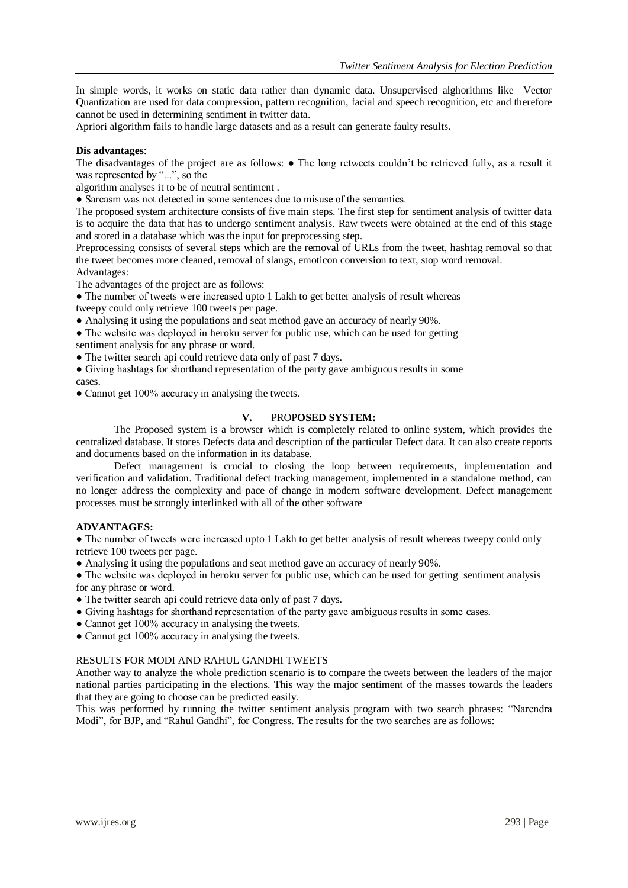In simple words, it works on static data rather than dynamic data. Unsupervised alghorithms like Vector Quantization are used for data compression, pattern recognition, facial and speech recognition, etc and therefore cannot be used in determining sentiment in twitter data.

Apriori algorithm fails to handle large datasets and as a result can generate faulty results.

**Dis advantages**:

The disadvantages of the project are as follows: ● The long retweets couldn't be retrieved fully, as a result it was represented by "...", so the algorithm analyses it to be of neutral sentiment .

● Sarcasm was not detected in some sentences due to misuse of the semantics.

The proposed system architecture consists of five main steps. The first step for sentiment analysis of twitter data is to acquire the data that has to undergo sentiment analysis. Raw tweets were obtained at the end of this stage and stored in a database which was the input for preprocessing step.

Preprocessing consists of several steps which are the removal of URLs from the tweet, hashtag removal so that the tweet becomes more cleaned, removal of slangs, emoticon conversion to text, stop word removal.

Advantages:

The advantages of the project are as follows:

● The number of tweets were increased upto 1 Lakh to get better analysis of result whereas tweepy could only retrieve 100 tweets per page.

● Analysing it using the populations and seat method gave an accuracy of nearly 90%.

● The website was deployed in heroku server for public use, which can be used for getting sentiment analysis for any phrase or word.

● The twitter search api could retrieve data only of past 7 days.

● Giving hashtags for shorthand representation of the party gave ambiguous results in some cases.

● Cannot get 100% accuracy in analysing the tweets.

## V. PROPOSED SYSTEM:

The Proposed system is a browser which is completely related to online system, which provides the centralized database. It stores Defects data and description of the particular Defect data. It can also create reports and documents based on the information in its database.

Defect management is crucial to closing the loop between requirements, implementation and verification and validation. Traditional defect tracking management, implemented in a standalone method, can no longer address the complexity and pace of change in modern software development. Defect management processes must be strongly interlinked with all of the other software

**ADVANTAGES:**

● The number of tweets were increased upto 1 Lakh to get better analysis of result whereas tweepy could only retrieve 100 tweets per page.

● Analysing it using the populations and seat method gave an accuracy of nearly 90%.

● The website was deployed in heroku server for public use, which can be used for getting sentiment analysis for any phrase or word.

● The twitter search api could retrieve data only of past 7 days.

● Giving hashtags for shorthand representation of the party gave ambiguous results in some cases.

● Cannot get 100% accuracy in analysing the tweets.

● Cannot get 100% accuracy in analysing the tweets.

RESULTS FOR MODI AND RAHUL GANDHI TWEETS

Another way to analyze the whole prediction scenario is to compare the tweets between the leaders of the major national parties participating in the elections. This way the major sentiment of the masses towards the leaders that they are going to choose can be predicted easily.

This was performed by running the twitter sentiment analysis program with two search phrases: "Narendra Modi", for BJP, and "Rahul Gandhi", for Congress. The results for the two searches are as follows: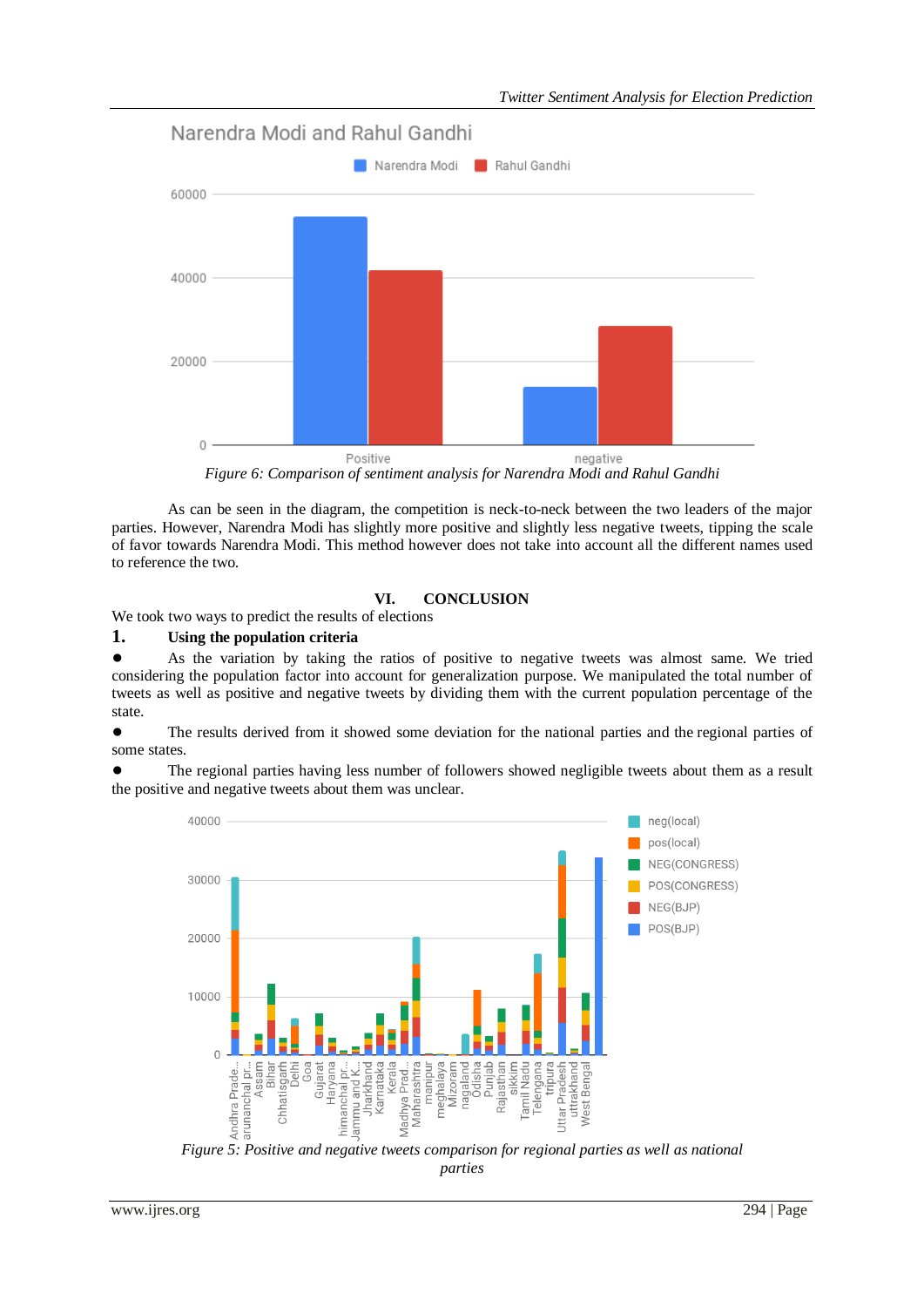Figure 6: Comparison of sentiment analysis for Narendra Modi and Rahul Gandhi

As can be seen in the diagram, the competition is neck-to-neck between the two leaders of the major parties. However, Narendra Modi has slightly more positive and slightly less negative tweets, tipping the scale of favor towards Narendra Modi. This method however does not take into account all the different names used to reference the two.

## VI. CONCLUSION

We took two ways to predict the results of elections

### 1. Using the population criteria

- As the variation by taking the ratios of positive to negative tweets was almost same. We tried considering the population factor into account for generalization purpose. We manipulated the total number of tweets as well as positive and negative tweets by dividing them with the current population percentage of the state.
- The results derived from it showed some deviation for the national parties and the regional parties of some states.
- The regional parties having less number of followers showed negligible tweets about them as a result the positive and negative tweets about them was unclear.

Figure 5: Positive and negative tweets comparison for regional parties as well as national parties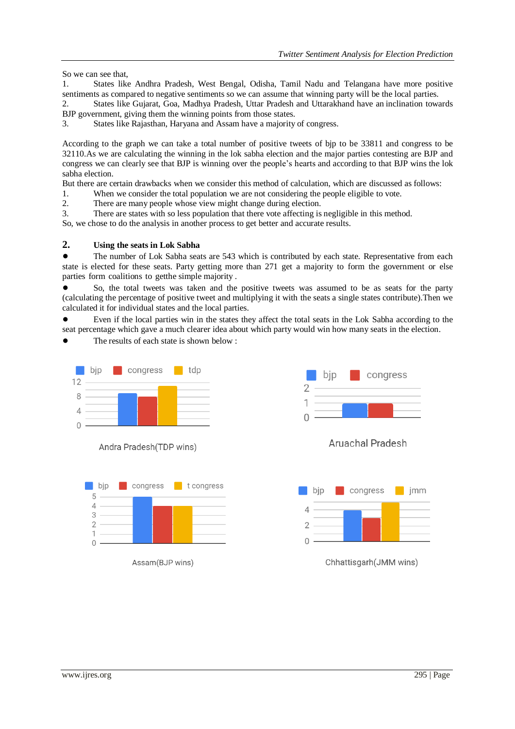So we can see that,

1. States like Andhra Pradesh, West Bengal, Odisha, Tamil Nadu and Telangana have more positive sentiments as compared to negative sentiments so we can assume that winning party will be the local parties.
2. States like Gujarat, Goa, Madhya Pradesh, Uttar Pradesh and Uttarakhand have an inclination towards BJP government, giving them the winning points from those states.
3. States like Rajasthan, Haryana and Assam have a majority of congress.

According to the graph we can take a total number of positive tweets of bjp to be 33811 and congress to be 32110.As we are calculating the winning in the lok sabha election and the major parties contesting are BJP and congress we can clearly see that BJP is winning over the people's hearts and according to that BJP wins the lok sabha election.

But there are certain drawbacks when we consider this method of calculation, which are discussed as follows:

1. When we consider the total population we are not considering the people eligible to vote.
2. There are many people whose view might change during election.
3. There are states with so less population that there vote affecting is negligible in this method.

So, we chose to do the analysis in another process to get better and accurate results.

## 2. Using the seats in Lok Sabha

- The number of Lok Sabha seats are 543 which is contributed by each state. Representative from each state is elected for these seats. Party getting more than 271 get a majority to form the government or else parties form coalitions to getthe simple majority .
- So, the total tweets was taken and the positive tweets was assumed to be as seats for the party (calculating the percentage of positive tweet and multiplying it with the seats a single states contribute).Then we calculated it for individual states and the local parties.
- Even if the local parties win in the states they affect the total seats in the Lok Sabha according to the seat percentage which gave a much clearer idea about which party would win how many seats in the election.
- The results of each state is shown below :

Andra Pradesh(TDP wins)

Aruachal Pradesh

Assam(BJP wins)

Chhattisgarh(JMM wins)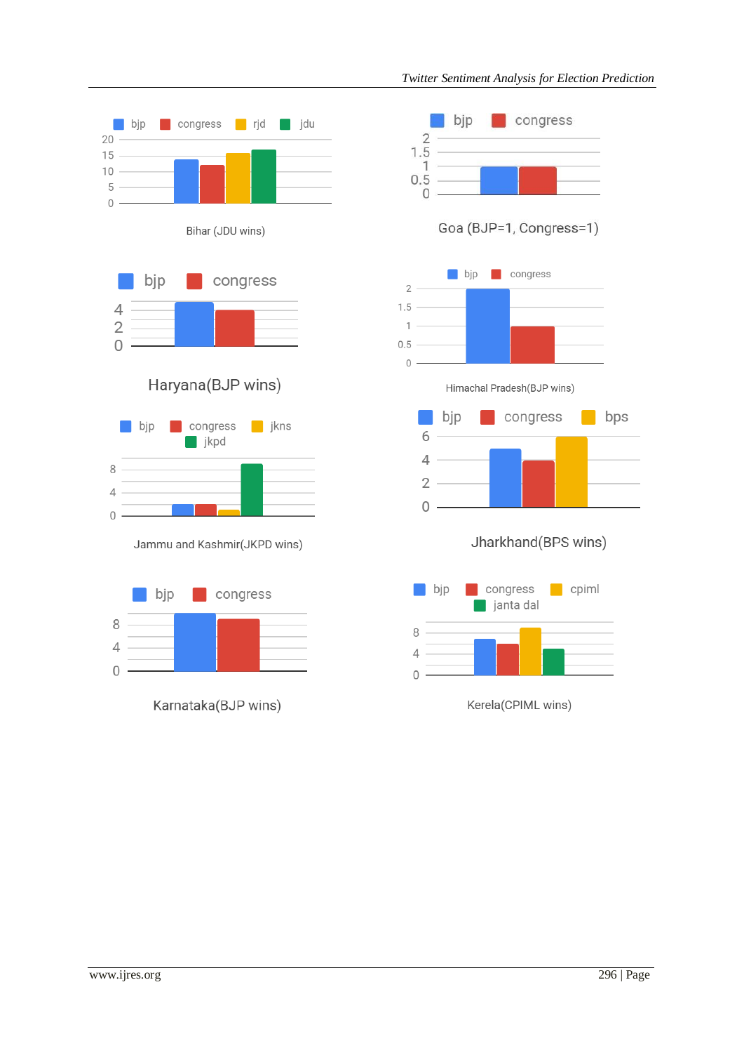Bihar (JDU wins)

Goa (BJP=1, Congress=1)

Haryana(BJP wins)

Himachal Pradesh(BJP wins)

Jammu and Kashmir(JKPD wins)

Jharkhand(BPS wins)

Karnataka(BJP wins)

Kerela(CPIML wins)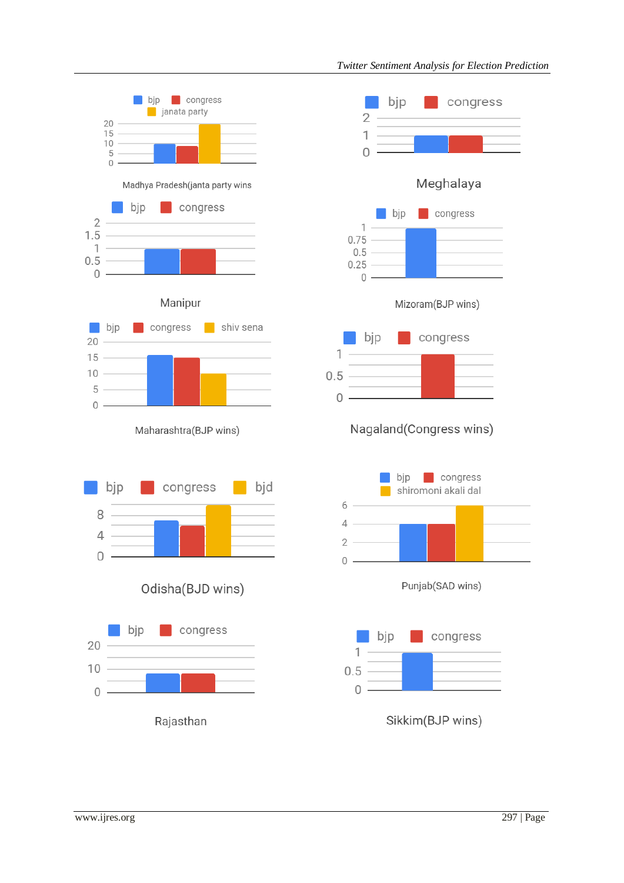Madhya Pradesh(janta party wins

Meghalaya

Manipur

Mizoram(BJP wins)

Maharashtra(BJP wins)

Nagaland(Congress wins)

Odisha(BJD wins)

Punjab(SAD wins)

Rajasthan

Sikkim(BJP wins)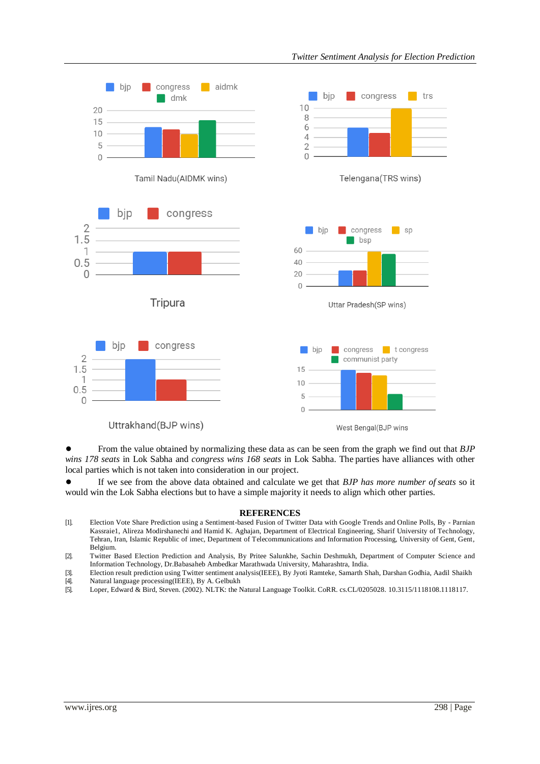bjp congress aidmk dmk
20
15
10
5
0

Tamil Nadu(AIDMK wins)

bjp congress trs
10
8
6
4
2
0

Telengana(TRS wins)

bjp congress
2
1.5
1
0.5
0

Tripura

bjp congress sp bsp
60
40
20
0

Uttar Pradesh(SP wins)

bjp congress
2
1.5
1
0.5
0

Uttrakhand(BJP wins)

bjp congress t congress communist party
15
10
5
0

West Bengal(BJP wins

- From the value obtained by normalizing these data as can be seen from the graph we find out that *BJP wins 178 seats* in Lok Sabha and *congress wins 168 seats* in Lok Sabha. The parties have alliances with other local parties which is not taken into consideration in our project.
- If we see from the above data obtained and calculate we get that *BJP has more number of seats* so it would win the Lok Sabha elections but to have a simple majority it needs to align which other parties.

## REFERENCES

[1]. Election Vote Share Prediction using a Sentiment-based Fusion of Twitter Data with Google Trends and Online Polls, By - Parnian Kassraie1, Alireza Modirshanechi and Hamid K. Aghajan, Department of Electrical Engineering, Sharif University of Technology, Tehran, Iran, Islamic Republic of imec, Department of Telecommunications and Information Processing, University of Gent, Gent, Belgium.

[2]. Twitter Based Election Prediction and Analysis, By Pritee Salunkhe, Sachin Deshmukh, Department of Computer Science and Information Technology, Dr.Babasaheb Ambedkar Marathwada University, Maharashtra, India.

[3]. Election result prediction using Twitter sentiment analysis(IEEE), By Jyoti Ramteke, Samarth Shah, Darshan Godhia, Aadil Shaikh

[4]. Natural language processing(IEEE), By A. Gelbukh

[5]. Loper, Edward & Bird, Steven. (2002). NLTK: the Natural Language Toolkit. CoRR. cs.CL/0205028. 10.3115/1118108.1118117.